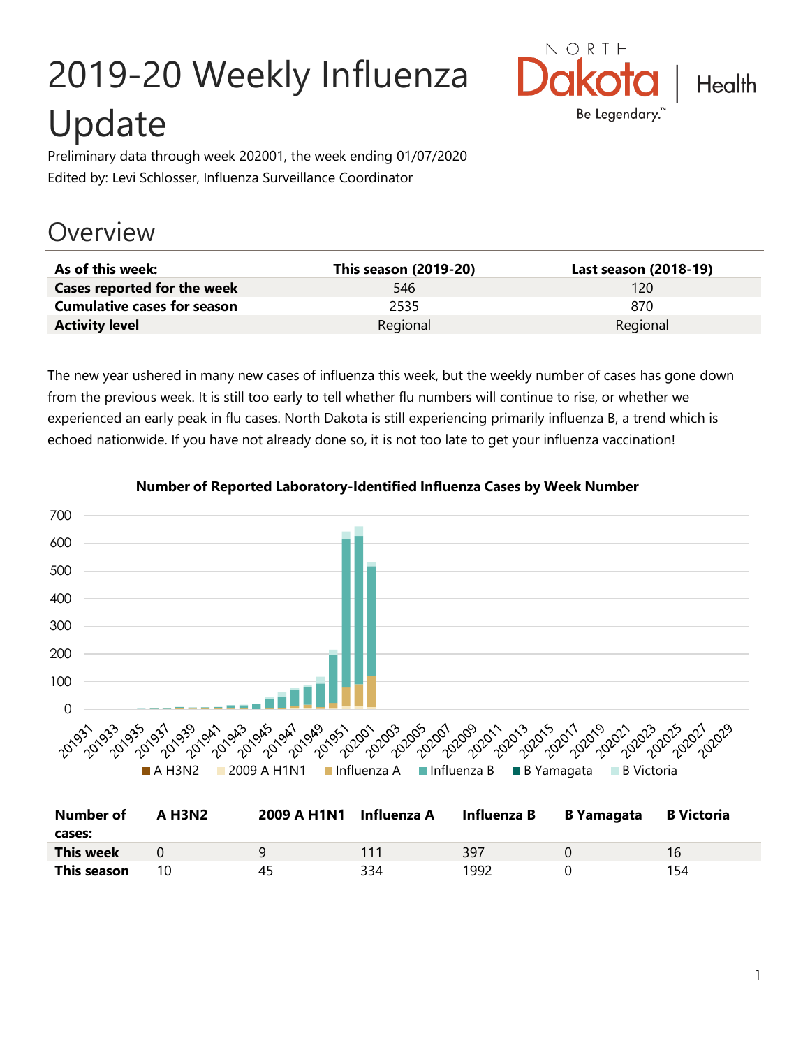# 2019-20 Weekly Influenza Update

Preliminary data through week 202001, the week ending 01/07/2020

Edited by: Levi Schlosser, Influenza Surveillance Coordinator

## Overview

| As of this week: | This season (2019-20) | Last season (2018-19) |
|---|---|---|
| **Cases reported for the week** | 546 | 120 |
| **Cumulative cases for season** | 2535 | 870 |
| **Activity level** | Regional | Regional |

The new year ushered in many new cases of influenza this week, but the weekly number of cases has gone down from the previous week. It is still too early to tell whether flu numbers will continue to rise, or whether we experienced an early peak in flu cases. North Dakota is still experiencing primarily influenza B, a trend which is echoed nationwide. If you have not already done so, it is not too late to get your influenza vaccination!

**Number of Reported Laboratory-Identified Influenza Cases by Week Number**

| Number of cases: | A H3N2 | 2009 A H1N1 | Influenza A | Influenza B | B Yamagata | B Victoria |
|---|---|---|---|---|---|---|
| **This week** | 0 | 9 | 111 | 397 | 0 | 16 |
| **This season** | 10 | 45 | 334 | 1992 | 0 | 154 |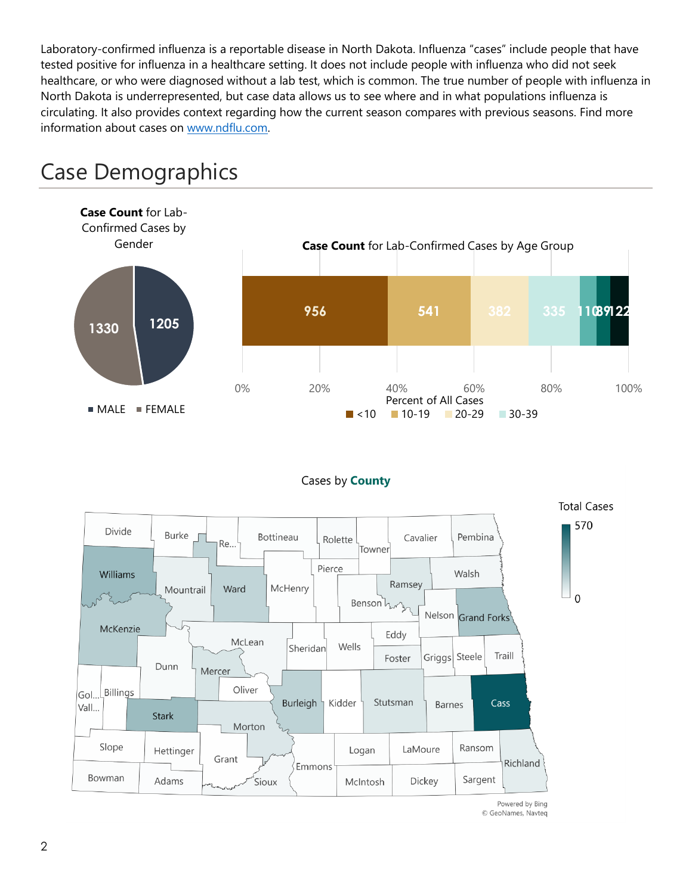Laboratory-confirmed influenza is a reportable disease in North Dakota. Influenza "cases" include people that have tested positive for influenza in a healthcare setting. It does not include people with influenza who did not seek healthcare, or who were diagnosed without a lab test, which is common. The true number of people with influenza in North Dakota is underrepresented, but case data allows us to see where and in what populations influenza is circulating. It also provides context regarding how the current season compares with previous seasons. Find more information about cases on www.ndflu.com.

# Case Demographics

**Case Count** for Lab-Confirmed Cases by Gender

| Gender | Cases |
|---|---|
| MALE | 1205 |
| FEMALE | 1330 |

**Case Count** for Lab-Confirmed Cases by Age Group

| Age Group | Cases |
|---|---|
| <10 | 956 |
| 10-19 | 541 |
| 20-29 | 382 |
| 30-39 | 335 |
| | 110 |
| | 89 |
| | 122 |

Percent of All Cases: 0%, 20%, 40%, 60%, 80%, 100%

Cases by **County**

Total Cases: 0 – 570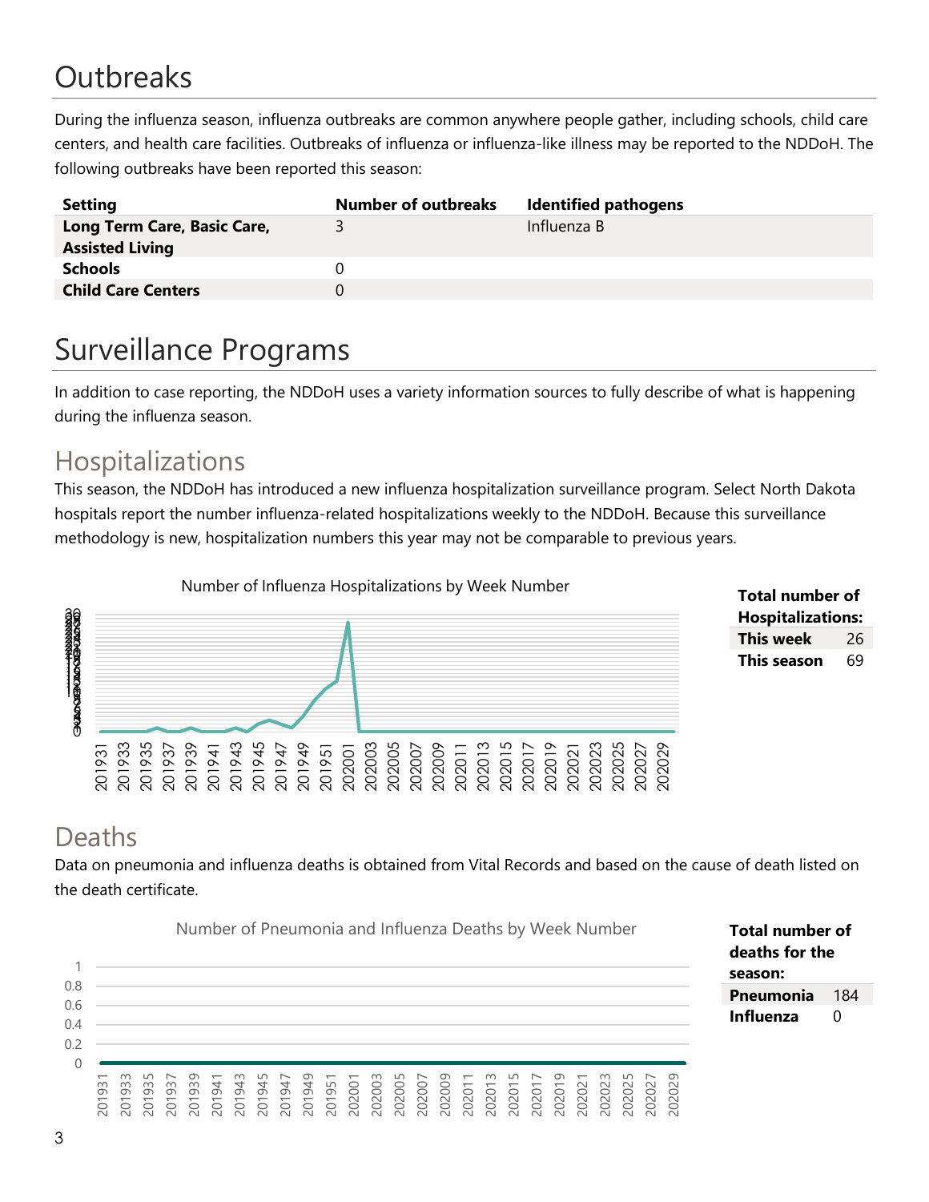# Outbreaks

During the influenza season, influenza outbreaks are common anywhere people gather, including schools, child care centers, and health care facilities. Outbreaks of influenza or influenza-like illness may be reported to the NDDoH. The following outbreaks have been reported this season:

| Setting | Number of outbreaks | Identified pathogens |
|---|---|---|
| **Long Term Care, Basic Care, Assisted Living** | 3 | Influenza B |
| **Schools** | 0 | |
| **Child Care Centers** | 0 | |

# Surveillance Programs

In addition to case reporting, the NDDoH uses a variety information sources to fully describe of what is happening during the influenza season.

## Hospitalizations

This season, the NDDoH has introduced a new influenza hospitalization surveillance program. Select North Dakota hospitals report the number influenza-related hospitalizations weekly to the NDDoH. Because this surveillance methodology is new, hospitalization numbers this year may not be comparable to previous years.

Number of Influenza Hospitalizations by Week Number

| Total number of Hospitalizations: | |
|---|---|
| **This week** | 26 |
| **This season** | 69 |

## Deaths

Data on pneumonia and influenza deaths is obtained from Vital Records and based on the cause of death listed on the death certificate.

Number of Pneumonia and Influenza Deaths by Week Number

| Total number of deaths for the season: | |
|---|---|
| **Pneumonia** | 184 |
| **Influenza** | 0 |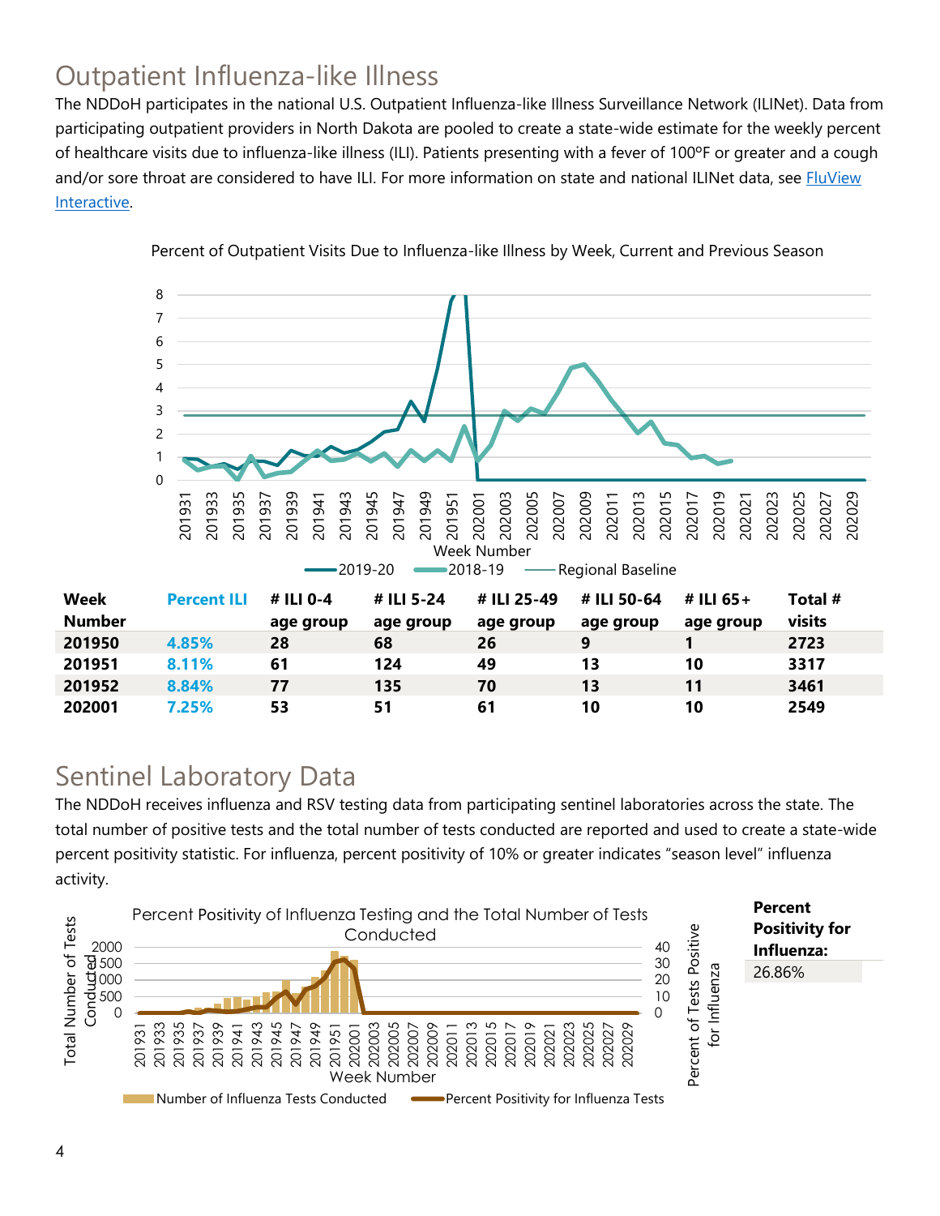## Outpatient Influenza-like Illness

The NDDoH participates in the national U.S. Outpatient Influenza-like Illness Surveillance Network (ILINet). Data from participating outpatient providers in North Dakota are pooled to create a state-wide estimate for the weekly percent of healthcare visits due to influenza-like illness (ILI). Patients presenting with a fever of 100ºF or greater and a cough and/or sore throat are considered to have ILI. For more information on state and national ILINet data, see FluView Interactive.

Percent of Outpatient Visits Due to Influenza-like Illness by Week, Current and Previous Season

| Week Number | Percent ILI | # ILI 0-4 age group | # ILI 5-24 age group | # ILI 25-49 age group | # ILI 50-64 age group | # ILI 65+ age group | Total # visits |
|---|---|---|---|---|---|---|---|
| 201950 | 4.85% | 28 | 68 | 26 | 9 | 1 | 2723 |
| 201951 | 8.11% | 61 | 124 | 49 | 13 | 10 | 3317 |
| 201952 | 8.84% | 77 | 135 | 70 | 13 | 11 | 3461 |
| 202001 | 7.25% | 53 | 51 | 61 | 10 | 10 | 2549 |

## Sentinel Laboratory Data

The NDDoH receives influenza and RSV testing data from participating sentinel laboratories across the state. The total number of positive tests and the total number of tests conducted are reported and used to create a state-wide percent positivity statistic. For influenza, percent positivity of 10% or greater indicates "season level" influenza activity.

Percent Positivity of Influenza Testing and the Total Number of Tests Conducted

| Percent Positivity for Influenza: |
|---|
| 26.86% |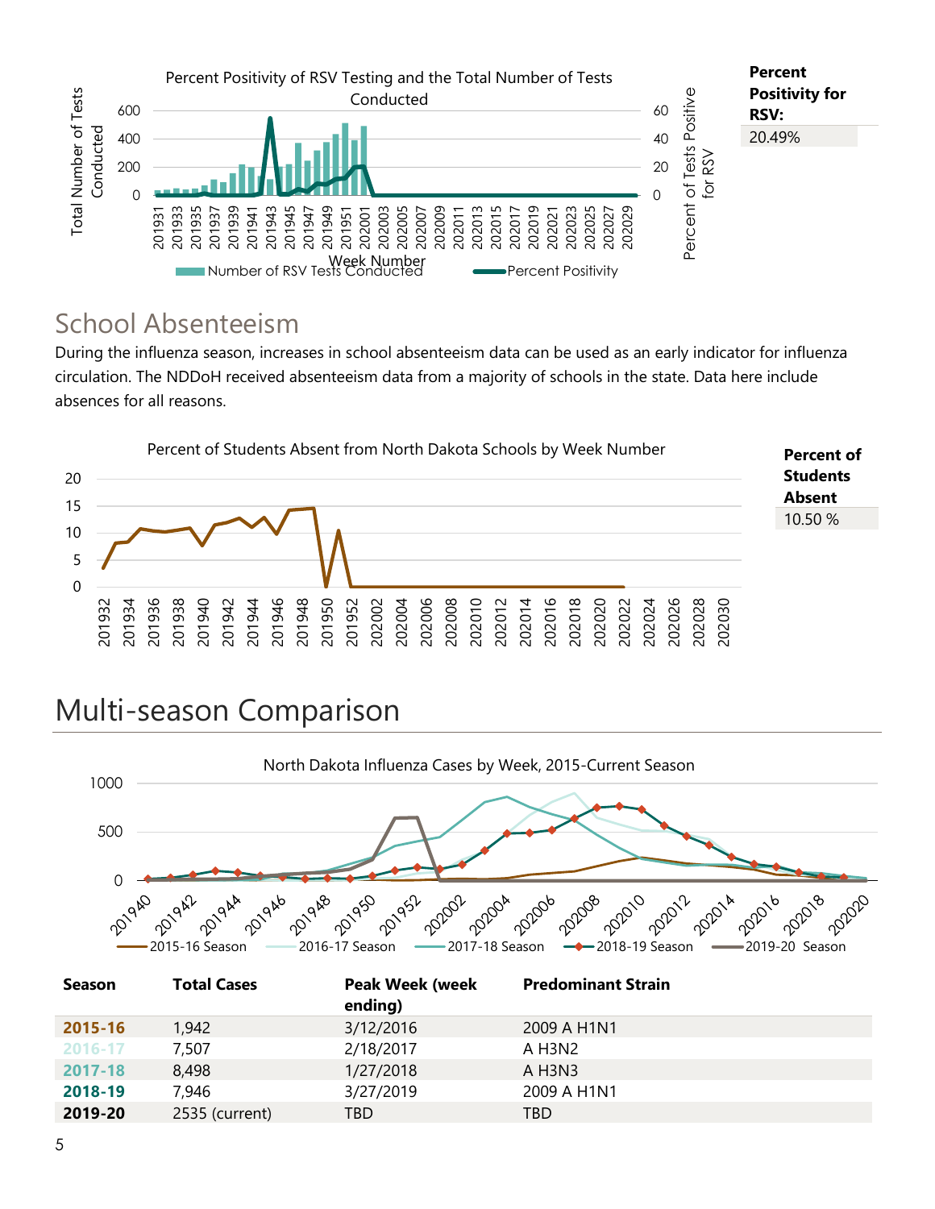Percent Positivity of RSV Testing and the Total Number of Tests Conducted

**Percent Positivity for RSV:**

20.49%

## School Absenteeism

During the influenza season, increases in school absenteeism data can be used as an early indicator for influenza circulation. The NDDoH received absenteeism data from a majority of schools in the state. Data here include absences for all reasons.

Percent of Students Absent from North Dakota Schools by Week Number

**Percent of Students Absent**

10.50 %

# Multi-season Comparison

North Dakota Influenza Cases by Week, 2015-Current Season

| Season | Total Cases | Peak Week (week ending) | Predominant Strain |
|---|---|---|---|
| **2015-16** | 1,942 | 3/12/2016 | 2009 A H1N1 |
| **2016-17** | 7,507 | 2/18/2017 | A H3N2 |
| **2017-18** | 8,498 | 1/27/2018 | A H3N3 |
| **2018-19** | 7,946 | 3/27/2019 | 2009 A H1N1 |
| **2019-20** | 2535 (current) | TBD | TBD |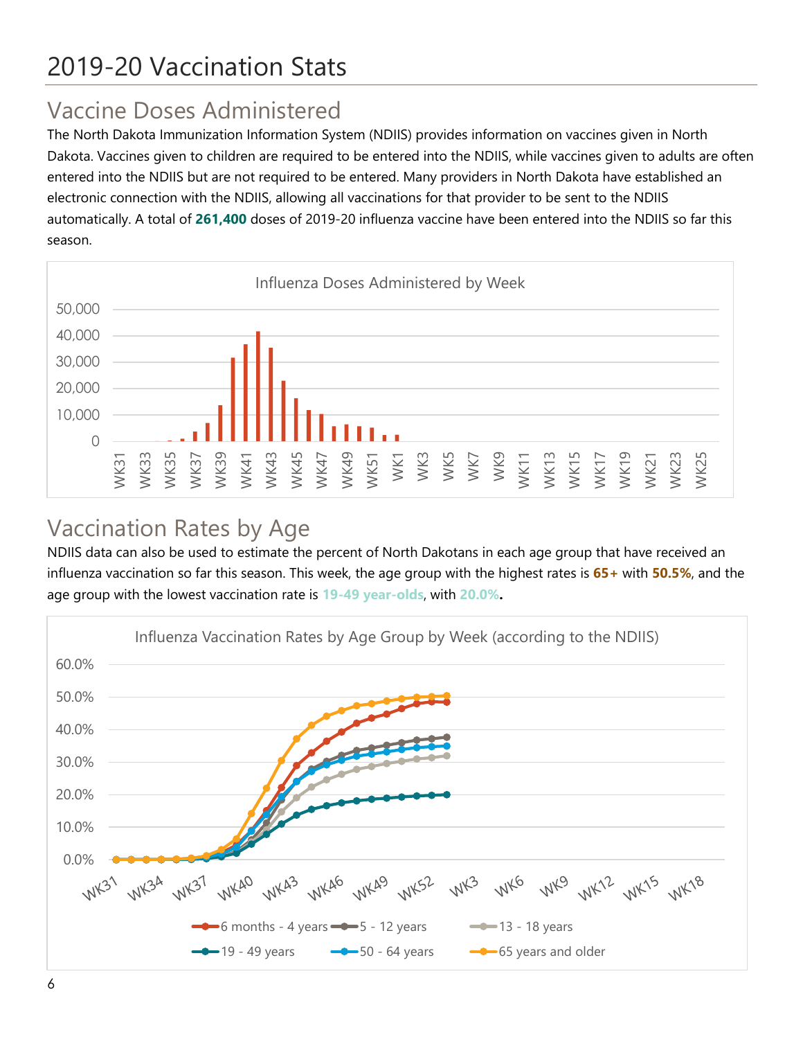# 2019-20 Vaccination Stats

## Vaccine Doses Administered

The North Dakota Immunization Information System (NDIIS) provides information on vaccines given in North Dakota. Vaccines given to children are required to be entered into the NDIIS, while vaccines given to adults are often entered into the NDIIS but are not required to be entered. Many providers in North Dakota have established an electronic connection with the NDIIS, allowing all vaccinations for that provider to be sent to the NDIIS automatically. A total of **261,400** doses of 2019-20 influenza vaccine have been entered into the NDIIS so far this season.

Influenza Doses Administered by Week

50,000
40,000
30,000
20,000
10,000
0

WK31 WK33 WK35 WK37 WK39 WK41 WK43 WK45 WK47 WK49 WK51 WK1 WK3 WK5 WK7 WK9 WK11 WK13 WK15 WK17 WK19 WK21 WK23 WK25

## Vaccination Rates by Age

NDIIS data can also be used to estimate the percent of North Dakotans in each age group that have received an influenza vaccination so far this season. This week, the age group with the highest rates is **65+** with **50.5%**, and the age group with the lowest vaccination rate is **19-49 year-olds**, with **20.0%**.

Influenza Vaccination Rates by Age Group by Week (according to the NDIIS)

60.0%
50.0%
40.0%
30.0%
20.0%
10.0%
0.0%

WK31 WK34 WK37 WK40 WK43 WK46 WK49 WK52 WK3 WK6 WK9 WK12 WK15 WK18

6 months - 4 years
5 - 12 years
13 - 18 years
19 - 49 years
50 - 64 years
65 years and older